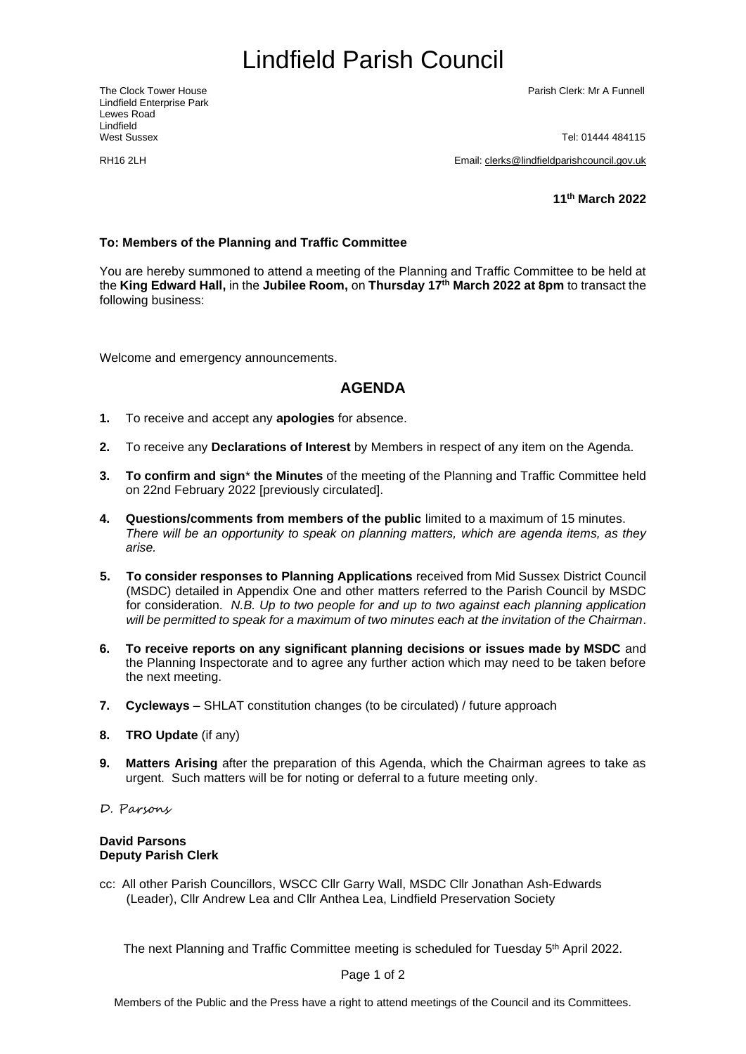# Lindfield Parish Council

The Clock Tower House
Lindfield Enterprise Park
Lewes Road
Lindfield
West Sussex
RH16 2LH

Parish Clerk: Mr A Funnell

Tel: 01444 484115

Email: clerks@lindfieldparishcouncil.gov.uk

**11th March 2022**

**To: Members of the Planning and Traffic Committee**

You are hereby summoned to attend a meeting of the Planning and Traffic Committee to be held at the **King Edward Hall,** in the **Jubilee Room,** on **Thursday 17th March 2022 at 8pm** to transact the following business:

Welcome and emergency announcements.

## AGENDA

1. To receive and accept any **apologies** for absence.
2. To receive any **Declarations of Interest** by Members in respect of any item on the Agenda.
3. **To confirm and sign**\* **the Minutes** of the meeting of the Planning and Traffic Committee held on 22nd February 2022 [previously circulated].
4. **Questions/comments from members of the public** limited to a maximum of 15 minutes. *There will be an opportunity to speak on planning matters, which are agenda items, as they arise.*
5. **To consider responses to Planning Applications** received from Mid Sussex District Council (MSDC) detailed in Appendix One and other matters referred to the Parish Council by MSDC for consideration. *N.B. Up to two people for and up to two against each planning application will be permitted to speak for a maximum of two minutes each at the invitation of the Chairman*.
6. **To receive reports on any significant planning decisions or issues made by MSDC** and the Planning Inspectorate and to agree any further action which may need to be taken before the next meeting.
7. **Cycleways** – SHLAT constitution changes (to be circulated) / future approach
8. **TRO Update** (if any)
9. **Matters Arising** after the preparation of this Agenda, which the Chairman agrees to take as urgent. Such matters will be for noting or deferral to a future meeting only.

D. Parsons

**David Parsons**
**Deputy Parish Clerk**

cc: All other Parish Councillors, WSCC Cllr Garry Wall, MSDC Cllr Jonathan Ash-Edwards (Leader), Cllr Andrew Lea and Cllr Anthea Lea, Lindfield Preservation Society

The next Planning and Traffic Committee meeting is scheduled for Tuesday 5th April 2022.

Members of the Public and the Press have a right to attend meetings of the Council and its Committees.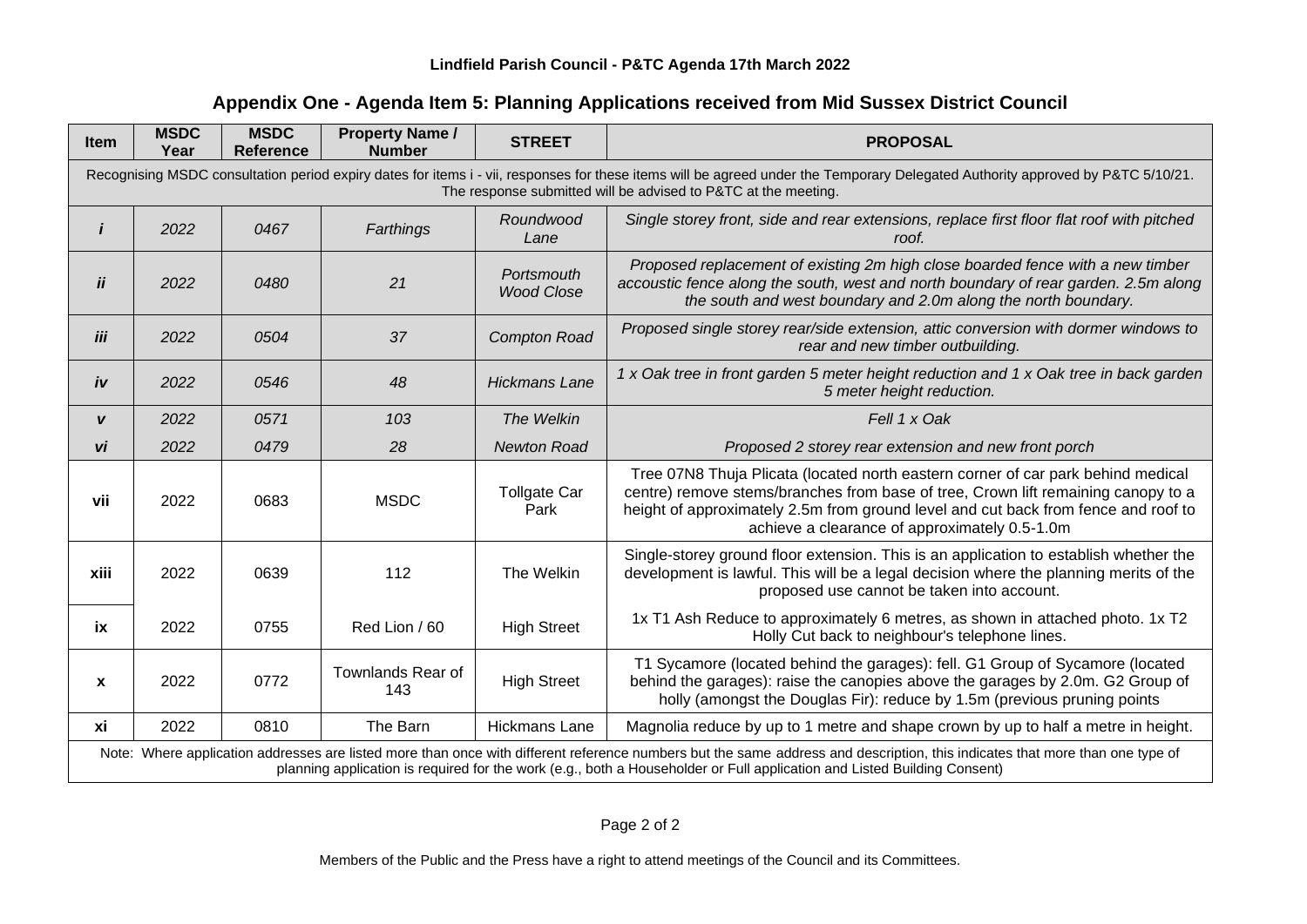**Lindfield Parish Council - P&TC Agenda 17th March 2022**

## Appendix One - Agenda Item 5: Planning Applications received from Mid Sussex District Council

| Item | MSDC Year | MSDC Reference | Property Name / Number | STREET | PROPOSAL |
|---|---|---|---|---|---|
| Recognising MSDC consultation period expiry dates for items i - vii, responses for these items will be agreed under the Temporary Delegated Authority approved by P&TC 5/10/21. The response submitted will be advised to P&TC at the meeting. | | | | | |
| *i* | *2022* | *0467* | *Farthings* | *Roundwood Lane* | *Single storey front, side and rear extensions, replace first floor flat roof with pitched roof.* |
| *ii* | *2022* | *0480* | *21* | *Portsmouth Wood Close* | *Proposed replacement of existing 2m high close boarded fence with a new timber accoustic fence along the south, west and north boundary of rear garden. 2.5m along the south and west boundary and 2.0m along the north boundary.* |
| *iii* | *2022* | *0504* | *37* | *Compton Road* | *Proposed single storey rear/side extension, attic conversion with dormer windows to rear and new timber outbuilding.* |
| *iv* | *2022* | *0546* | *48* | *Hickmans Lane* | *1 x Oak tree in front garden 5 meter height reduction and 1 x Oak tree in back garden 5 meter height reduction.* |
| *v* | *2022* | *0571* | *103* | *The Welkin* | *Fell 1 x Oak* |
| *vi* | *2022* | *0479* | *28* | *Newton Road* | *Proposed 2 storey rear extension and new front porch* |
| **vii** | 2022 | 0683 | MSDC | Tollgate Car Park | Tree 07N8 Thuja Plicata (located north eastern corner of car park behind medical centre) remove stems/branches from base of tree, Crown lift remaining canopy to a height of approximately 2.5m from ground level and cut back from fence and roof to achieve a clearance of approximately 0.5-1.0m |
| **xiii** | 2022 | 0639 | 112 | The Welkin | Single-storey ground floor extension. This is an application to establish whether the development is lawful. This will be a legal decision where the planning merits of the proposed use cannot be taken into account. |
| **ix** | 2022 | 0755 | Red Lion / 60 | High Street | 1x T1 Ash Reduce to approximately 6 metres, as shown in attached photo. 1x T2 Holly Cut back to neighbour's telephone lines. |
| **x** | 2022 | 0772 | Townlands Rear of 143 | High Street | T1 Sycamore (located behind the garages): fell. G1 Group of Sycamore (located behind the garages): raise the canopies above the garages by 2.0m. G2 Group of holly (amongst the Douglas Fir): reduce by 1.5m (previous pruning points |
| **xi** | 2022 | 0810 | The Barn | Hickmans Lane | Magnolia reduce by up to 1 metre and shape crown by up to half a metre in height. |
| Note: Where application addresses are listed more than once with different reference numbers but the same address and description, this indicates that more than one type of planning application is required for the work (e.g., both a Householder or Full application and Listed Building Consent) | | | | | |

Members of the Public and the Press have a right to attend meetings of the Council and its Committees.